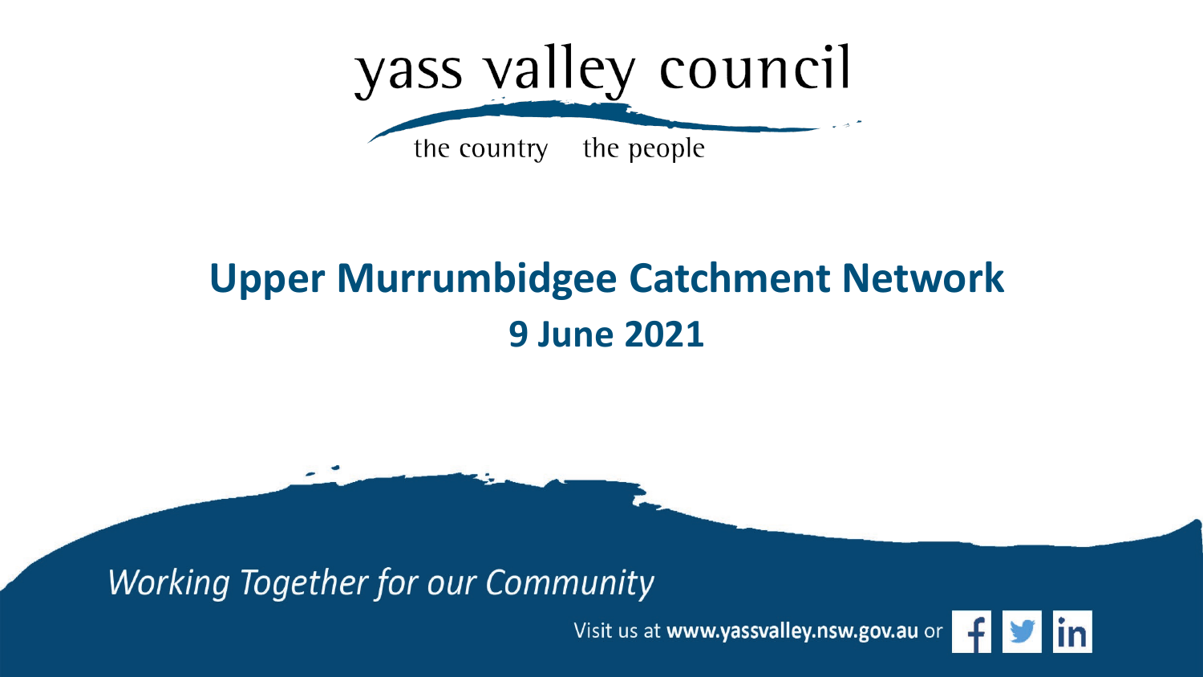yass valley council

the country the people

# Upper Murrumbidgee Catchment Network

## 9 June 2021

*Working Together for our Community*

Visit us at **www.yassvalley.nsw.gov.au** or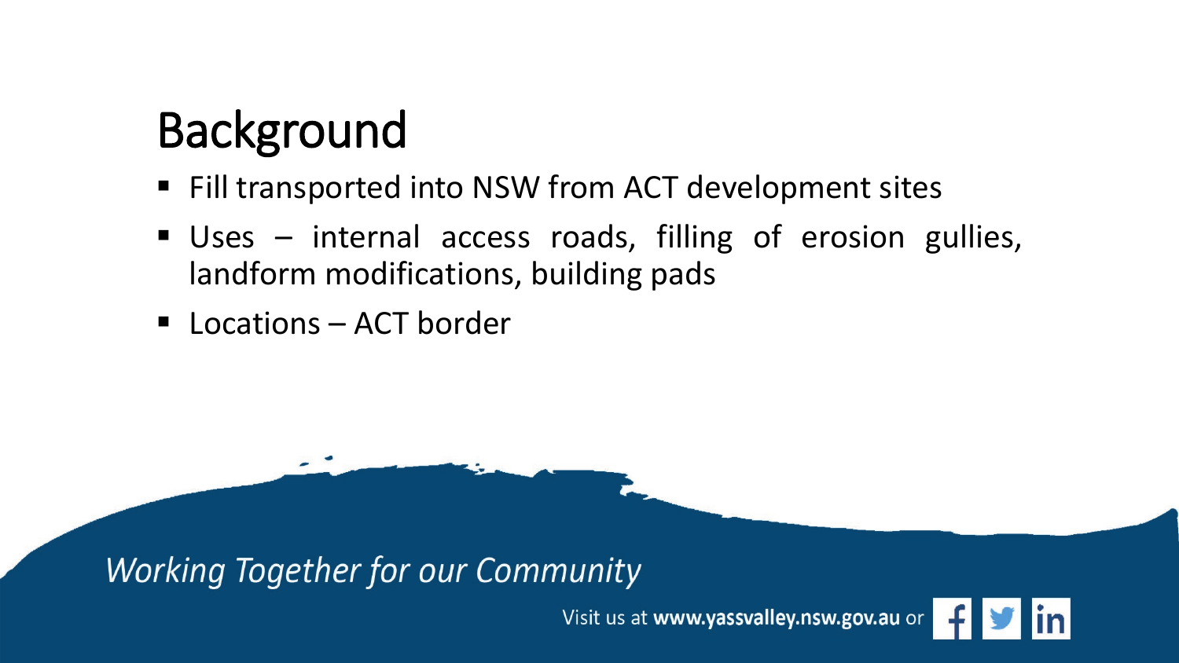# Background

- Fill transported into NSW from ACT development sites
- Uses – internal access roads, filling of erosion gullies, landform modifications, building pads
- Locations – ACT border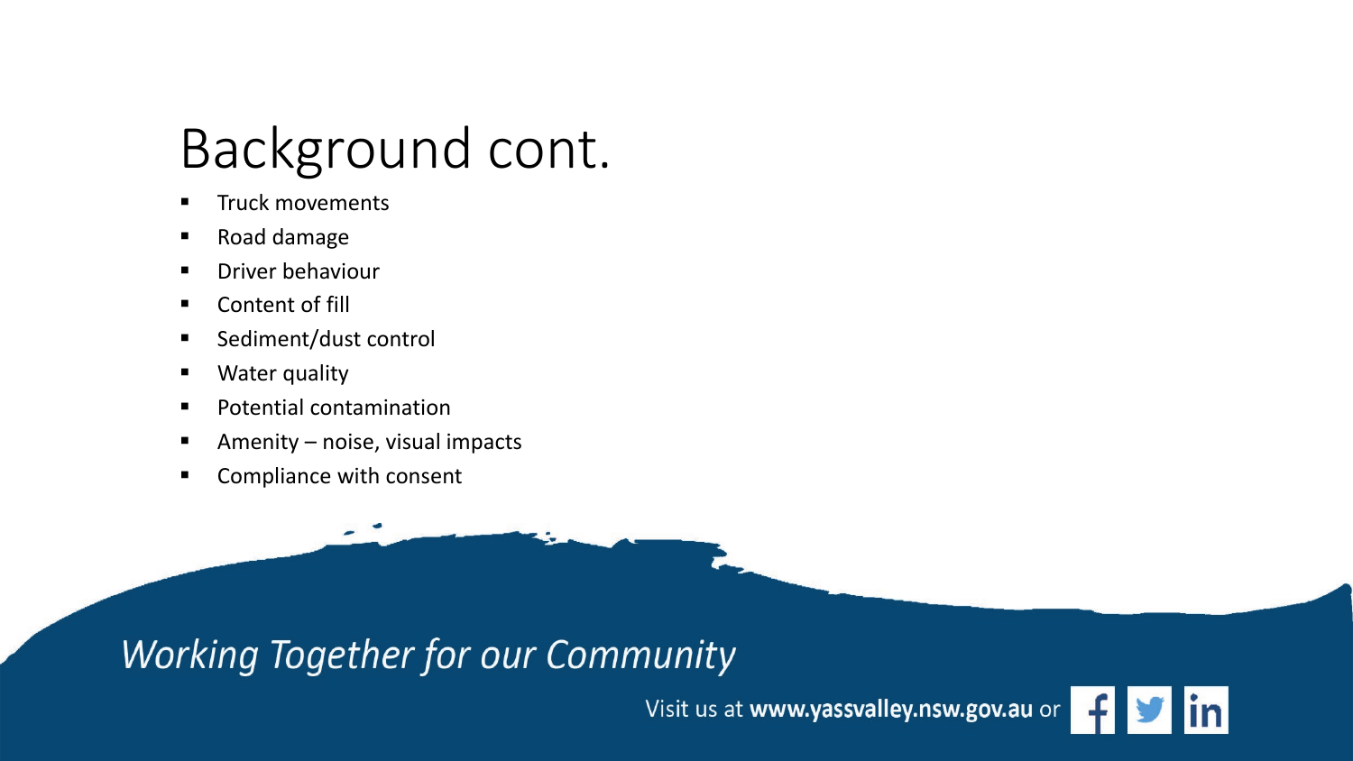# Background cont.

- Truck movements
- Road damage
- Driver behaviour
- Content of fill
- Sediment/dust control
- Water quality
- Potential contamination
- Amenity – noise, visual impacts
- Compliance with consent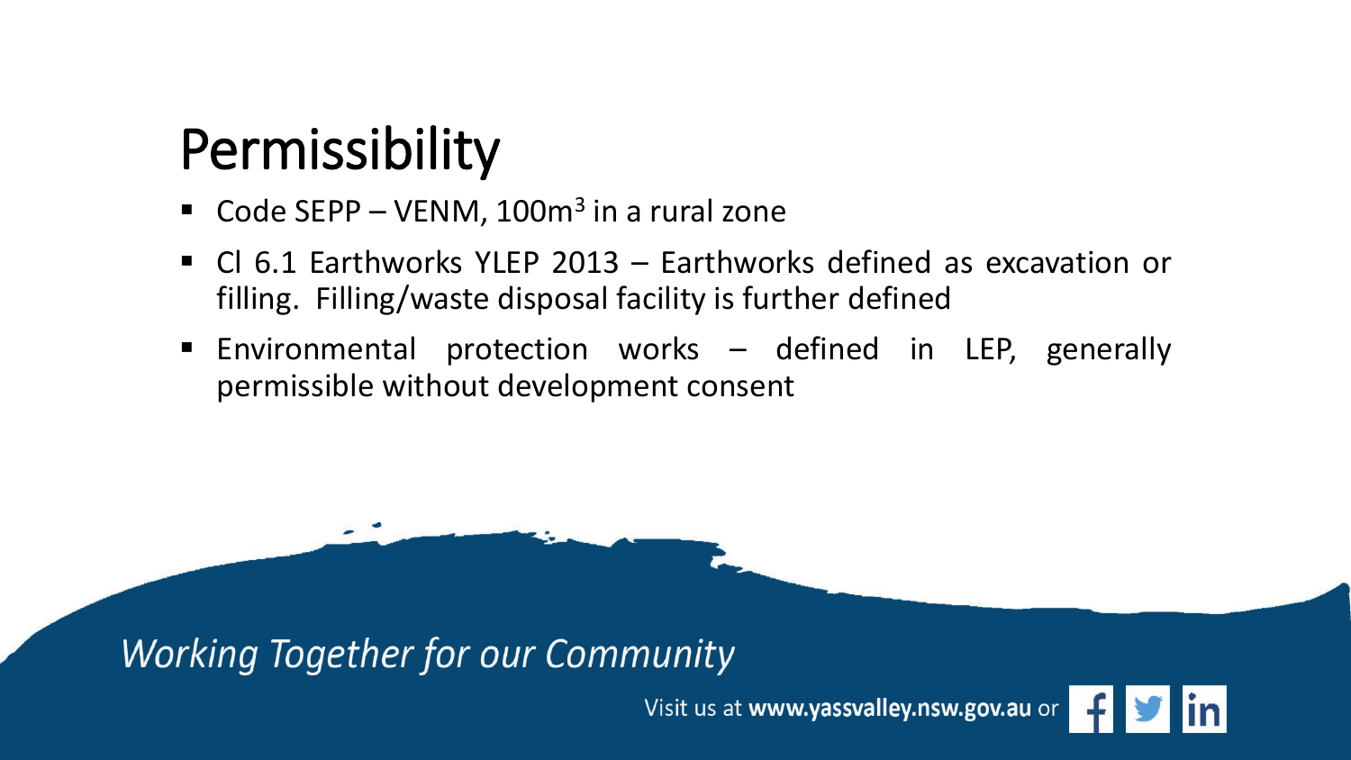# Permissibility

- Code SEPP – VENM, 100m$^3$ in a rural zone
- Cl 6.1 Earthworks YLEP 2013 – Earthworks defined as excavation or filling. Filling/waste disposal facility is further defined
- Environmental protection works – defined in LEP, generally permissible without development consent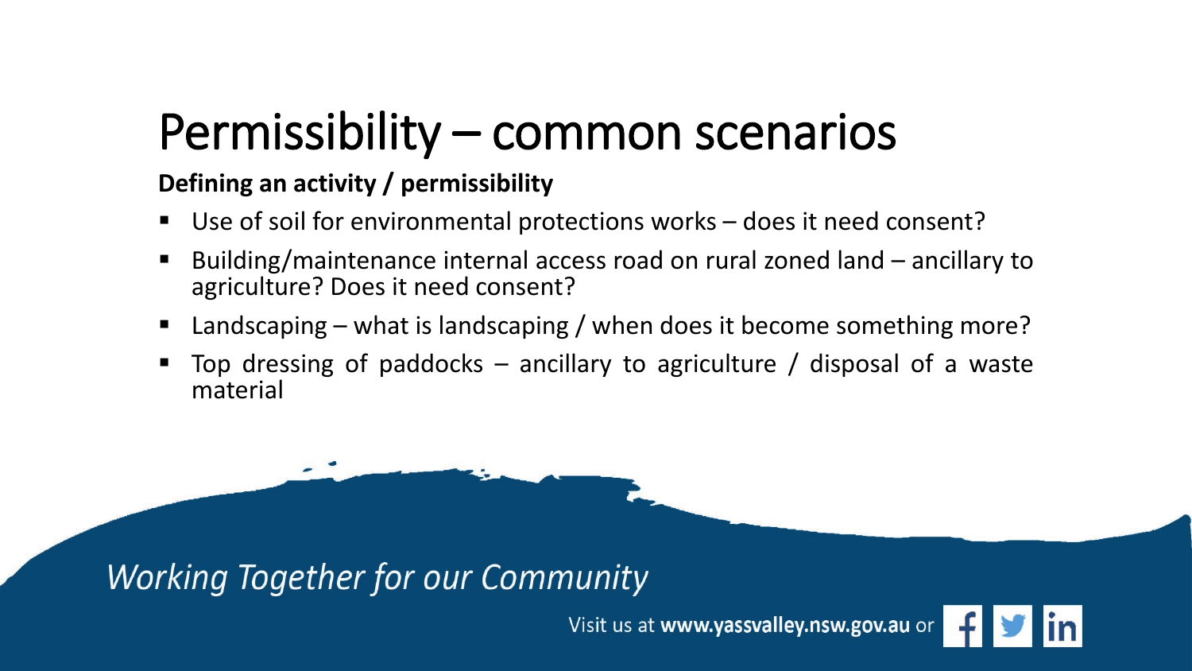# Permissibility – common scenarios

**Defining an activity / permissibility**

- Use of soil for environmental protections works – does it need consent?
- Building/maintenance internal access road on rural zoned land – ancillary to agriculture? Does it need consent?
- Landscaping – what is landscaping / when does it become something more?
- Top dressing of paddocks – ancillary to agriculture / disposal of a waste material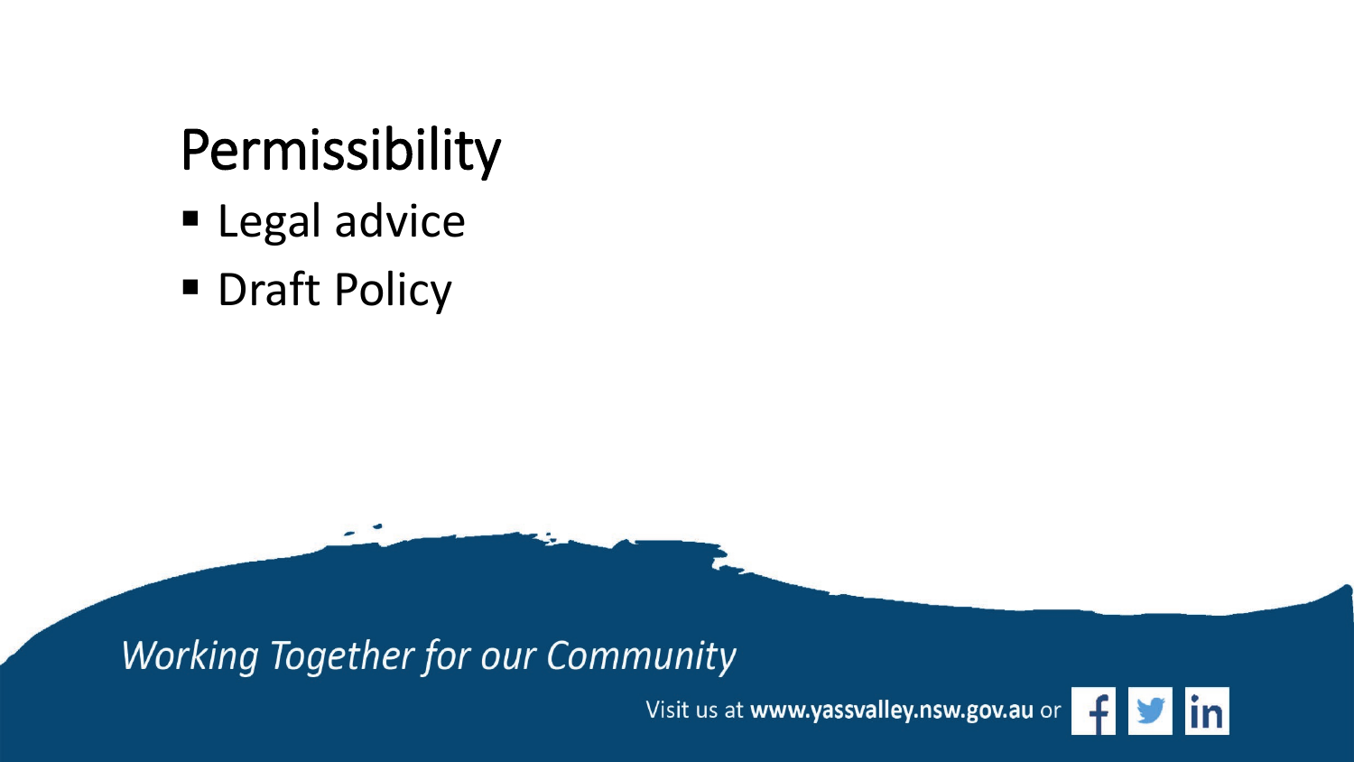# Permissibility

- Legal advice
- Draft Policy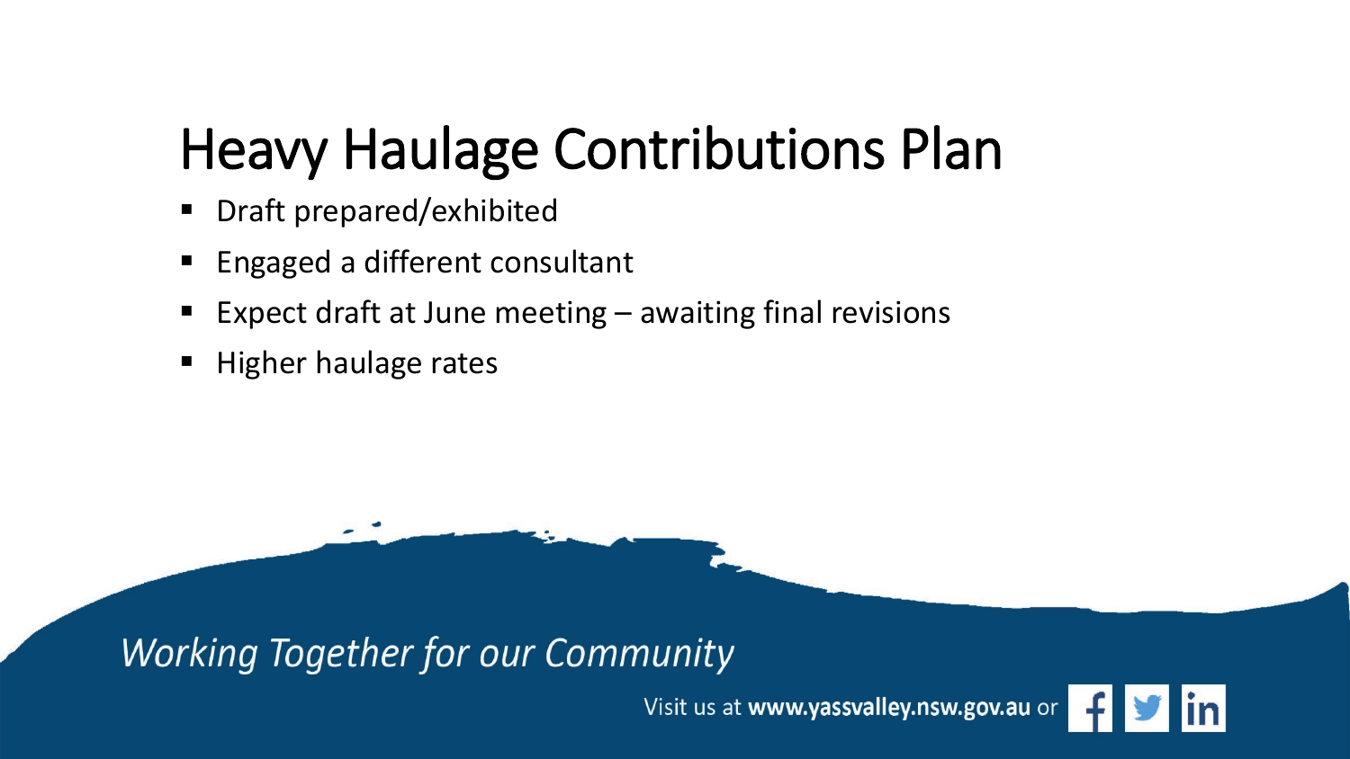# Heavy Haulage Contributions Plan

- Draft prepared/exhibited
- Engaged a different consultant
- Expect draft at June meeting – awaiting final revisions
- Higher haulage rates

*Working Together for our Community*

Visit us at **www.yassvalley.nsw.gov.au** or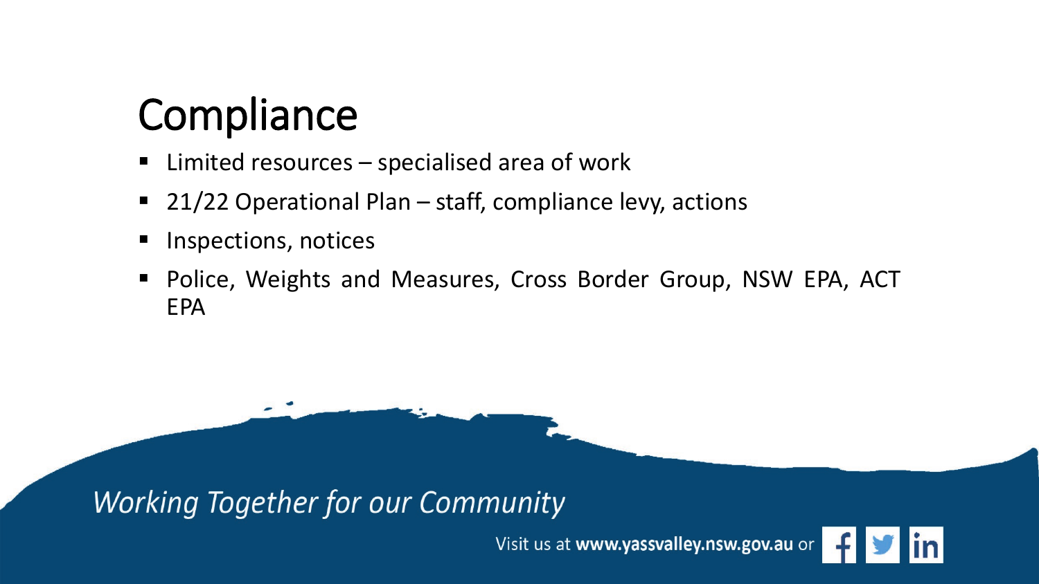# Compliance

- Limited resources – specialised area of work
- 21/22 Operational Plan – staff, compliance levy, actions
- Inspections, notices
- Police, Weights and Measures, Cross Border Group, NSW EPA, ACT EPA

*Working Together for our Community*

Visit us at **www.yassvalley.nsw.gov.au** or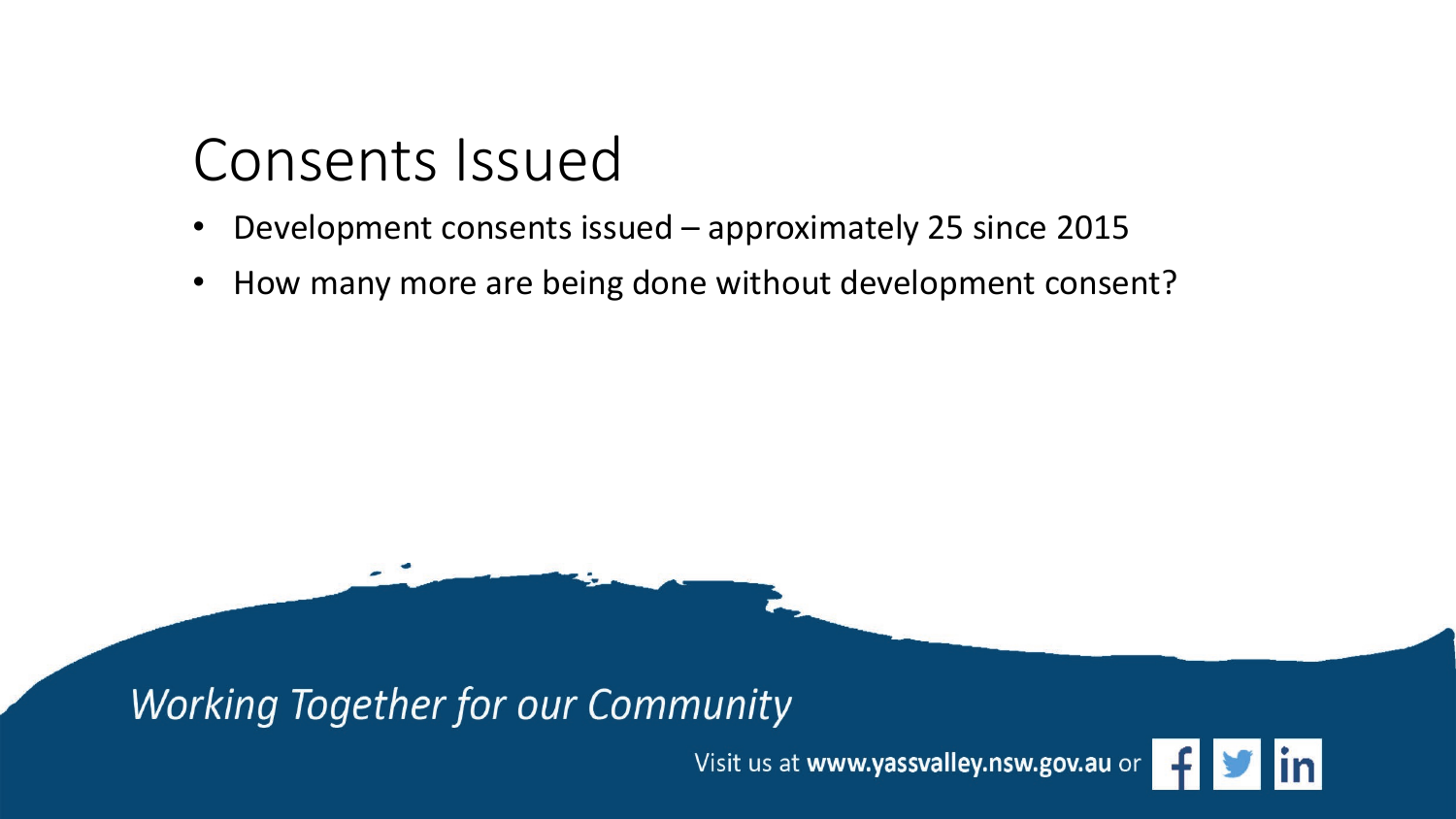# Consents Issued

- Development consents issued – approximately 25 since 2015
- How many more are being done without development consent?